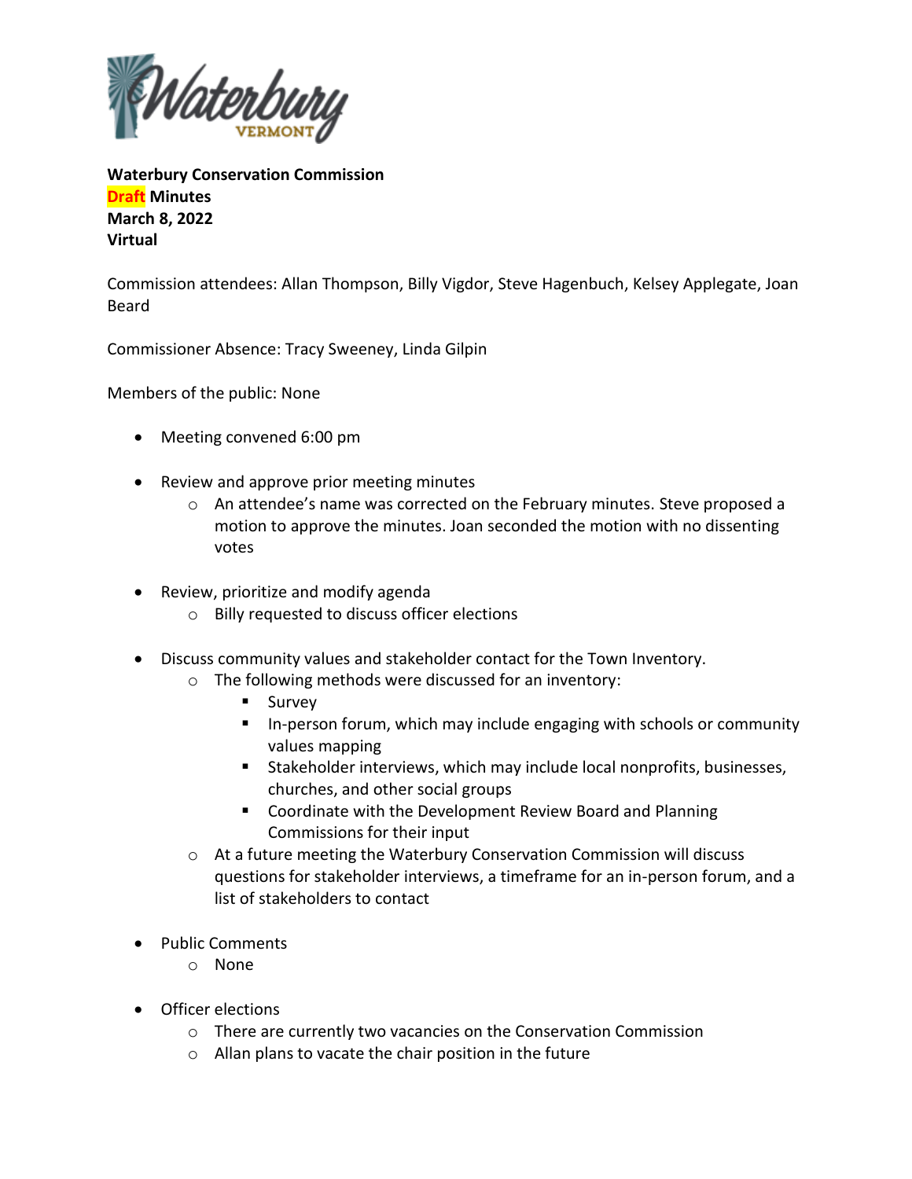**Waterbury Conservation Commission**
**Draft Minutes**
**March 8, 2022**
**Virtual**

Commission attendees: Allan Thompson, Billy Vigdor, Steve Hagenbuch, Kelsey Applegate, Joan Beard

Commissioner Absence: Tracy Sweeney, Linda Gilpin

Members of the public: None

- Meeting convened 6:00 pm

- Review and approve prior meeting minutes
  - An attendee's name was corrected on the February minutes. Steve proposed a motion to approve the minutes. Joan seconded the motion with no dissenting votes

- Review, prioritize and modify agenda
  - Billy requested to discuss officer elections

- Discuss community values and stakeholder contact for the Town Inventory.
  - The following methods were discussed for an inventory:
    - Survey
    - In-person forum, which may include engaging with schools or community values mapping
    - Stakeholder interviews, which may include local nonprofits, businesses, churches, and other social groups
    - Coordinate with the Development Review Board and Planning Commissions for their input
  - At a future meeting the Waterbury Conservation Commission will discuss questions for stakeholder interviews, a timeframe for an in-person forum, and a list of stakeholders to contact

- Public Comments
  - None

- Officer elections
  - There are currently two vacancies on the Conservation Commission
  - Allan plans to vacate the chair position in the future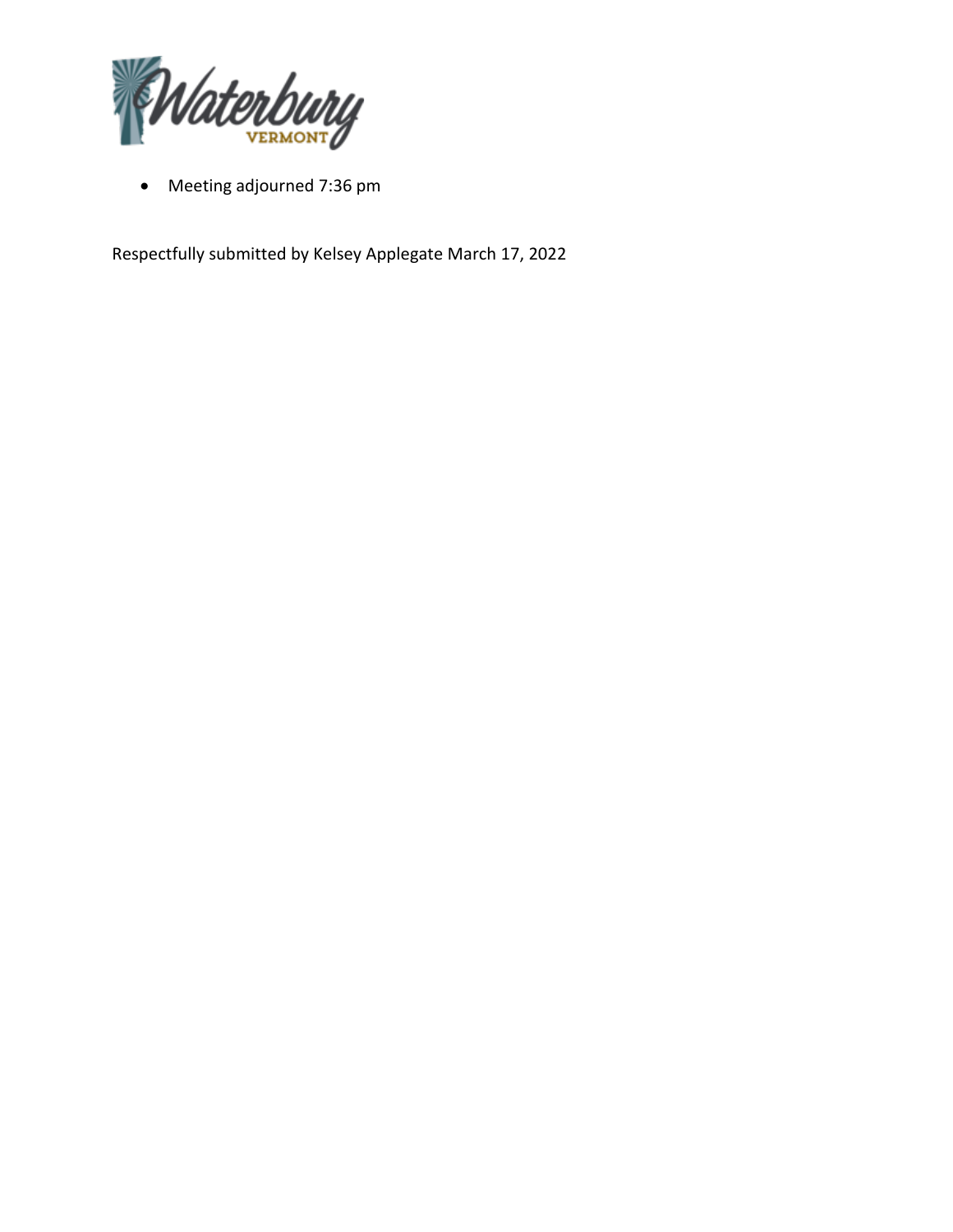- Meeting adjourned 7:36 pm

Respectfully submitted by Kelsey Applegate March 17, 2022